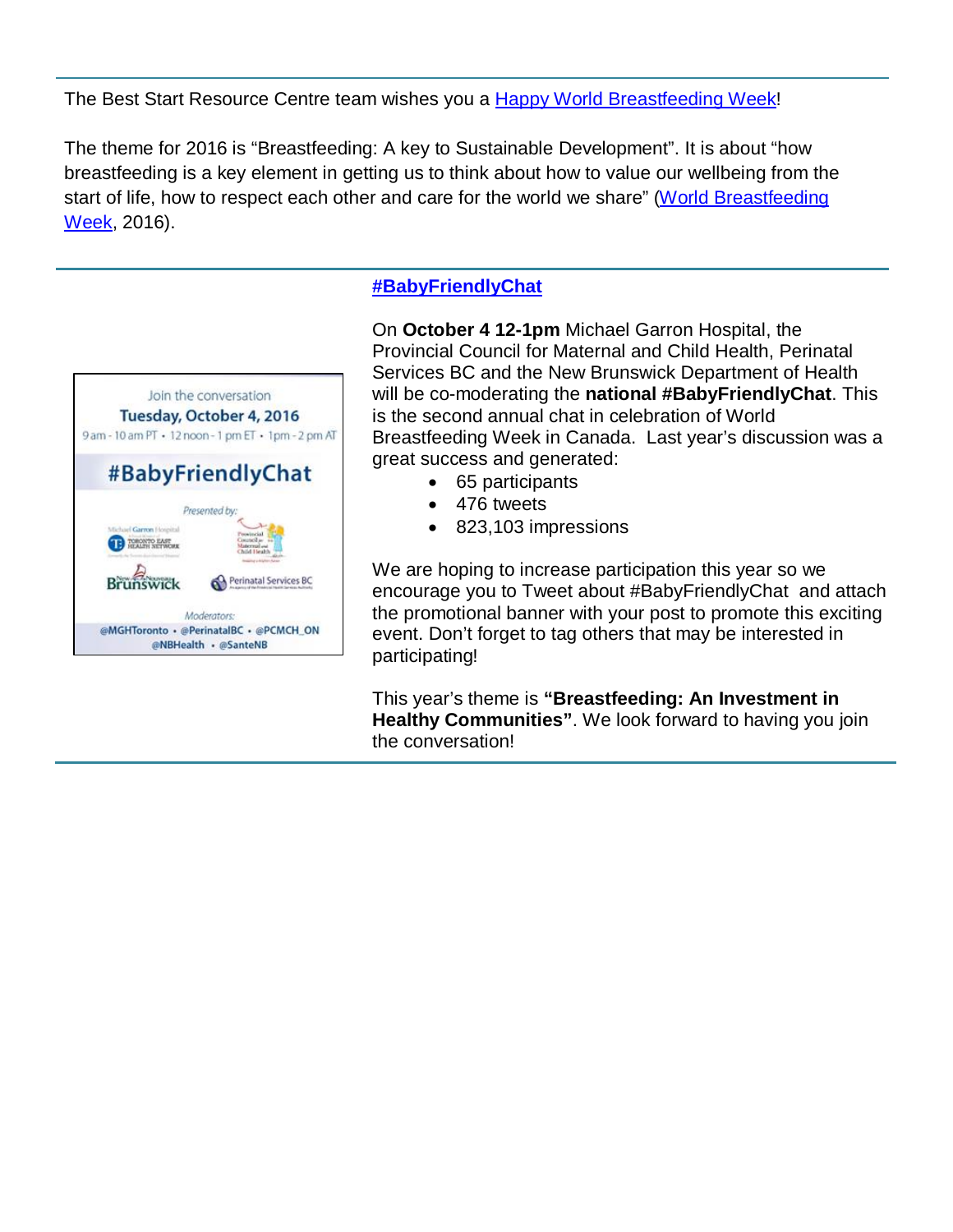The Best Start Resource Centre team wishes you a [Happy World Breastfeeding Week]!

The theme for 2016 is “Breastfeeding: A key to Sustainable Development”. It is about “how breastfeeding is a key element in getting us to think about how to value our wellbeing from the start of life, how to respect each other and care for the world we share” (World Breastfeeding Week, 2016).

## #BabyFriendlyChat

Join the conversation
Tuesday, October 4, 2016
9 am - 10 am PT • 12 noon - 1 pm ET • 1pm - 2 pm AT
#BabyFriendlyChat
Presented by:
Moderators:
@MGHToronto • @PerinatalBC • @PCMCH_ON
@NBHealth • @SanteNB

On **October 4 12-1pm** Michael Garron Hospital, the Provincial Council for Maternal and Child Health, Perinatal Services BC and the New Brunswick Department of Health will be co-moderating the **national #BabyFriendlyChat**. This is the second annual chat in celebration of World Breastfeeding Week in Canada. Last year's discussion was a great success and generated:

- 65 participants
- 476 tweets
- 823,103 impressions

We are hoping to increase participation this year so we encourage you to Tweet about #BabyFriendlyChat and attach the promotional banner with your post to promote this exciting event. Don't forget to tag others that may be interested in participating!

This year's theme is **“Breastfeeding: An Investment in Healthy Communities”**. We look forward to having you join the conversation!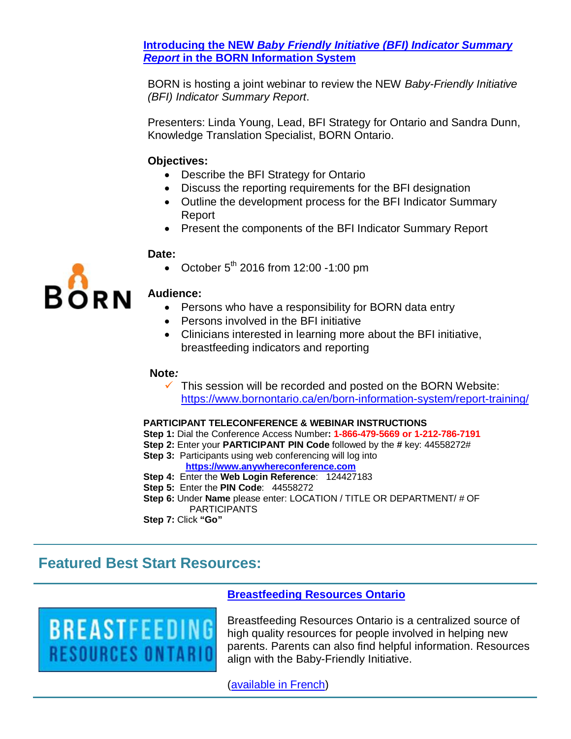## [Introducing the NEW *Baby Friendly Initiative (BFI) Indicator Summary Report* in the BORN Information System]

BORN is hosting a joint webinar to review the NEW *Baby-Friendly Initiative (BFI) Indicator Summary Report*.

Presenters: Linda Young, Lead, BFI Strategy for Ontario and Sandra Dunn, Knowledge Translation Specialist, BORN Ontario.

**Objectives:**

- Describe the BFI Strategy for Ontario
- Discuss the reporting requirements for the BFI designation
- Outline the development process for the BFI Indicator Summary Report
- Present the components of the BFI Indicator Summary Report

**Date:**

- October 5th 2016 from 12:00 -1:00 pm

BORN

**Audience:**

- Persons who have a responsibility for BORN data entry
- Persons involved in the BFI initiative
- Clinicians interested in learning more about the BFI initiative, breastfeeding indicators and reporting

**Note:**

- ✓ This session will be recorded and posted on the BORN Website: https://www.bornontario.ca/en/born-information-system/report-training/

**PARTICIPANT TELECONFERENCE & WEBINAR INSTRUCTIONS**

**Step 1:** Dial the Conference Access Number**: 1-866-479-5669 or 1-212-786-7191**
**Step 2:** Enter your **PARTICIPANT PIN Code** followed by the **#** key: 44558272#
**Step 3:** Participants using web conferencing will log into **https://www.anywhereconference.com**
**Step 4:** Enter the **Web Login Reference**: 124427183
**Step 5:** Enter the **PIN Code**: 44558272
**Step 6:** Under **Name** please enter: LOCATION / TITLE OR DEPARTMENT/ # OF PARTICIPANTS
**Step 7:** Click **"Go"**

## Featured Best Start Resources:

### [Breastfeeding Resources Ontario]

BREASTFEEDING RESOURCES ONTARIO

Breastfeeding Resources Ontario is a centralized source of high quality resources for people involved in helping new parents. Parents can also find helpful information. Resources align with the Baby-Friendly Initiative.

(available in French)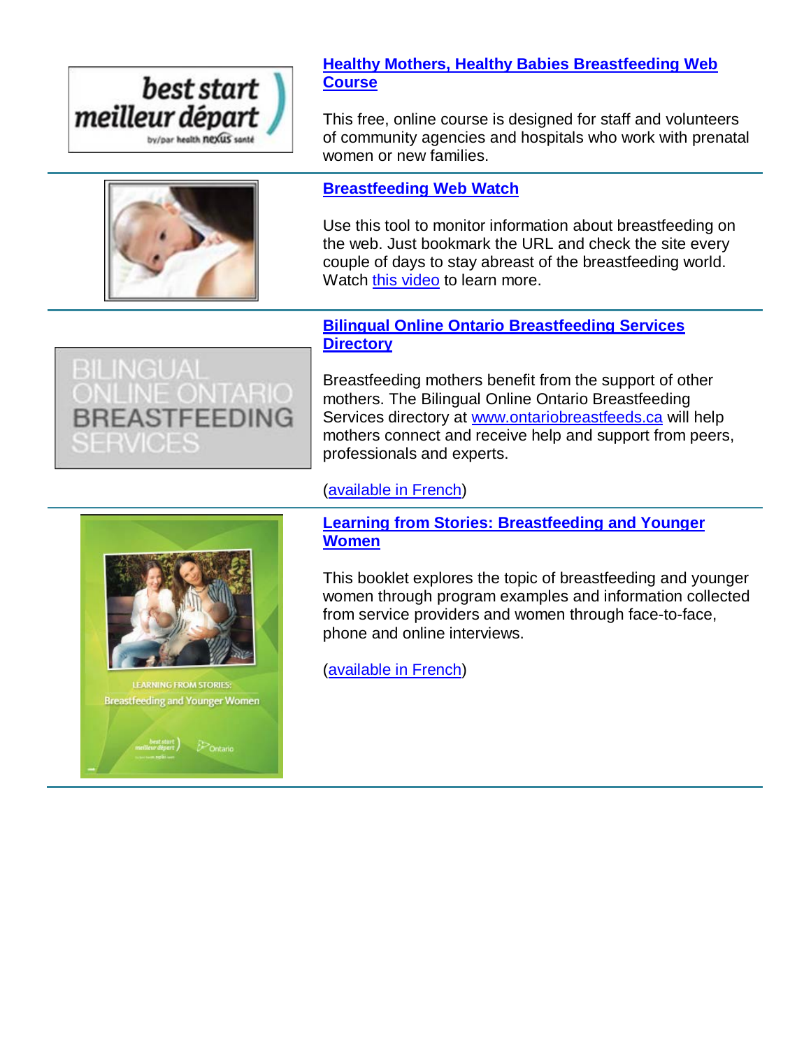## Healthy Mothers, Healthy Babies Breastfeeding Web Course

This free, online course is designed for staff and volunteers of community agencies and hospitals who work with prenatal women or new families.

## Breastfeeding Web Watch

Use this tool to monitor information about breastfeeding on the web. Just bookmark the URL and check the site every couple of days to stay abreast of the breastfeeding world. Watch this video to learn more.

## Bilingual Online Ontario Breastfeeding Services Directory

Breastfeeding mothers benefit from the support of other mothers. The Bilingual Online Ontario Breastfeeding Services directory at www.ontariobreastfeeds.ca will help mothers connect and receive help and support from peers, professionals and experts.

(available in French)

## Learning from Stories: Breastfeeding and Younger Women

This booklet explores the topic of breastfeeding and younger women through program examples and information collected from service providers and women through face-to-face, phone and online interviews.

(available in French)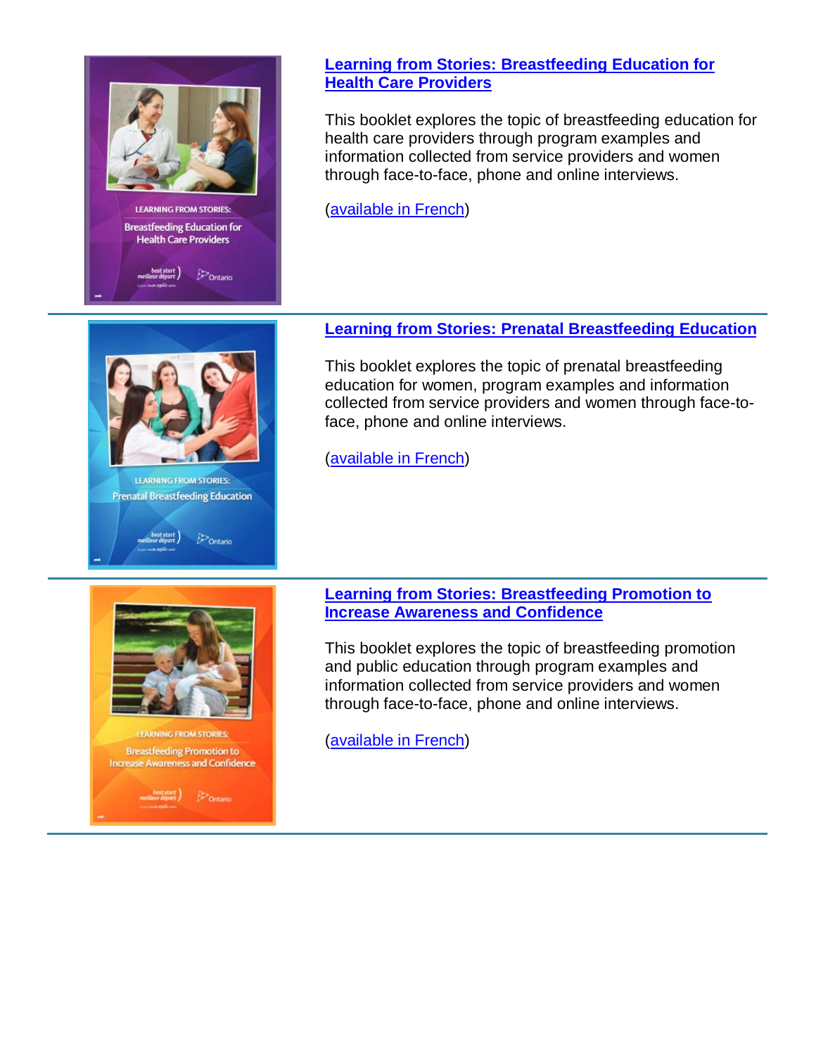**Learning from Stories: Breastfeeding Education for Health Care Providers**

This booklet explores the topic of breastfeeding education for health care providers through program examples and information collected from service providers and women through face-to-face, phone and online interviews.

(available in French)

---

**Learning from Stories: Prenatal Breastfeeding Education**

This booklet explores the topic of prenatal breastfeeding education for women, program examples and information collected from service providers and women through face-to-face, phone and online interviews.

(available in French)

---

**Learning from Stories: Breastfeeding Promotion to Increase Awareness and Confidence**

This booklet explores the topic of breastfeeding promotion and public education through program examples and information collected from service providers and women through face-to-face, phone and online interviews.

(available in French)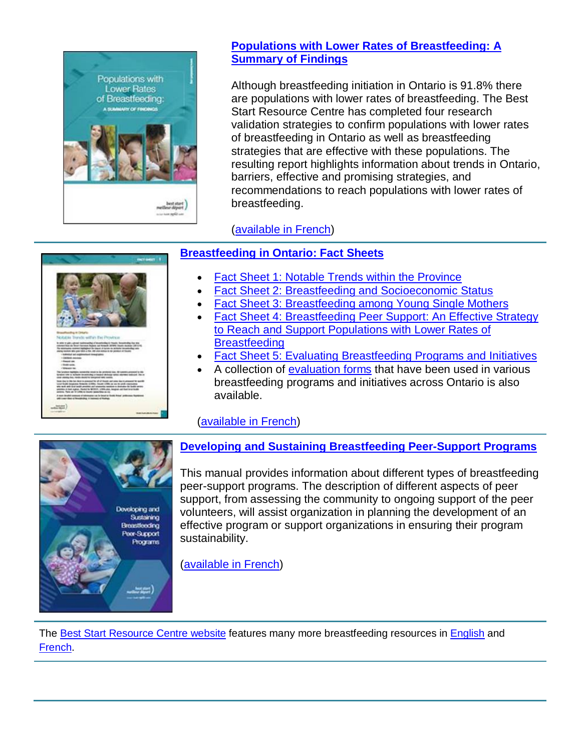## [Populations with Lower Rates of Breastfeeding: A Summary of Findings]

Although breastfeeding initiation in Ontario is 91.8% there are populations with lower rates of breastfeeding. The Best Start Resource Centre has completed four research validation strategies to confirm populations with lower rates of breastfeeding in Ontario as well as breastfeeding strategies that are effective with these populations. The resulting report highlights information about trends in Ontario, barriers, effective and promising strategies, and recommendations to reach populations with lower rates of breastfeeding.

(available in French)

---

## Breastfeeding in Ontario: Fact Sheets

- Fact Sheet 1: Notable Trends within the Province
- Fact Sheet 2: Breastfeeding and Socioeconomic Status
- Fact Sheet 3: Breastfeeding among Young Single Mothers
- Fact Sheet 4: Breastfeeding Peer Support: An Effective Strategy to Reach and Support Populations with Lower Rates of Breastfeeding
- Fact Sheet 5: Evaluating Breastfeeding Programs and Initiatives
- A collection of evaluation forms that have been used in various breastfeeding programs and initiatives across Ontario is also available.

(available in French)

---

## Developing and Sustaining Breastfeeding Peer-Support Programs

This manual provides information about different types of breastfeeding peer-support programs. The description of different aspects of peer support, from assessing the community to ongoing support of the peer volunteers, will assist organization in planning the development of an effective program or support organizations in ensuring their program sustainability.

(available in French)

---

The Best Start Resource Centre website features many more breastfeeding resources in English and French.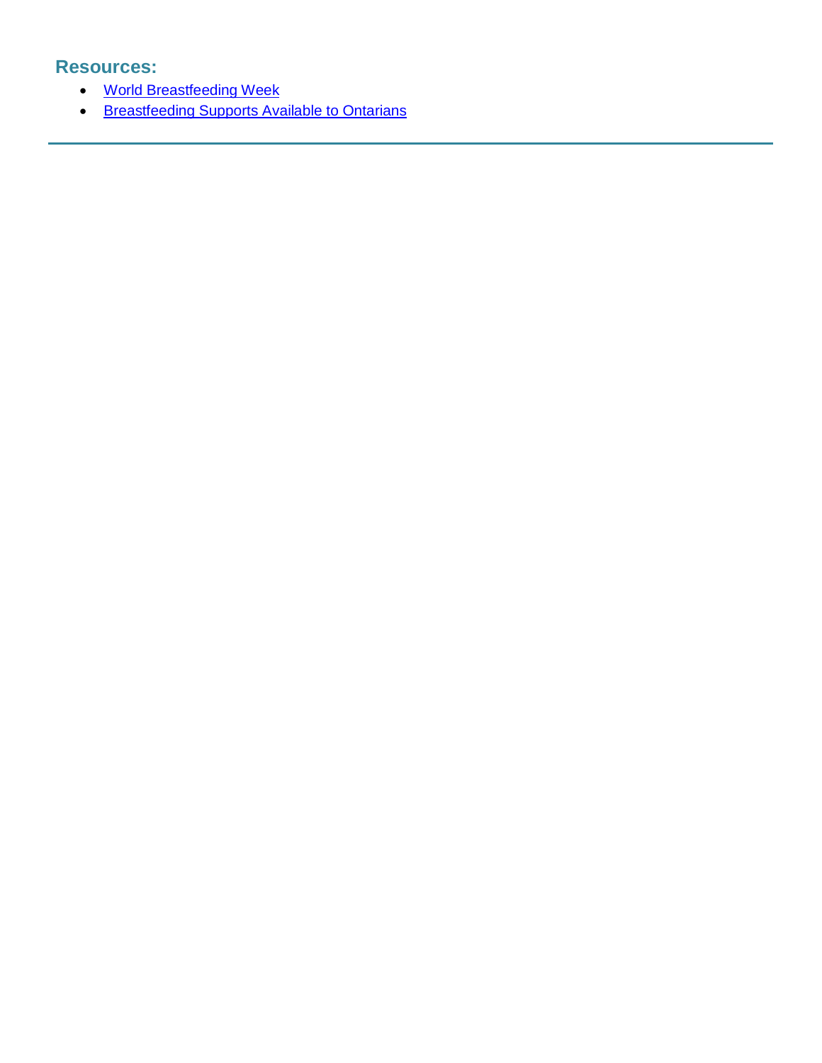### Resources:

- World Breastfeeding Week
- Breastfeeding Supports Available to Ontarians

---